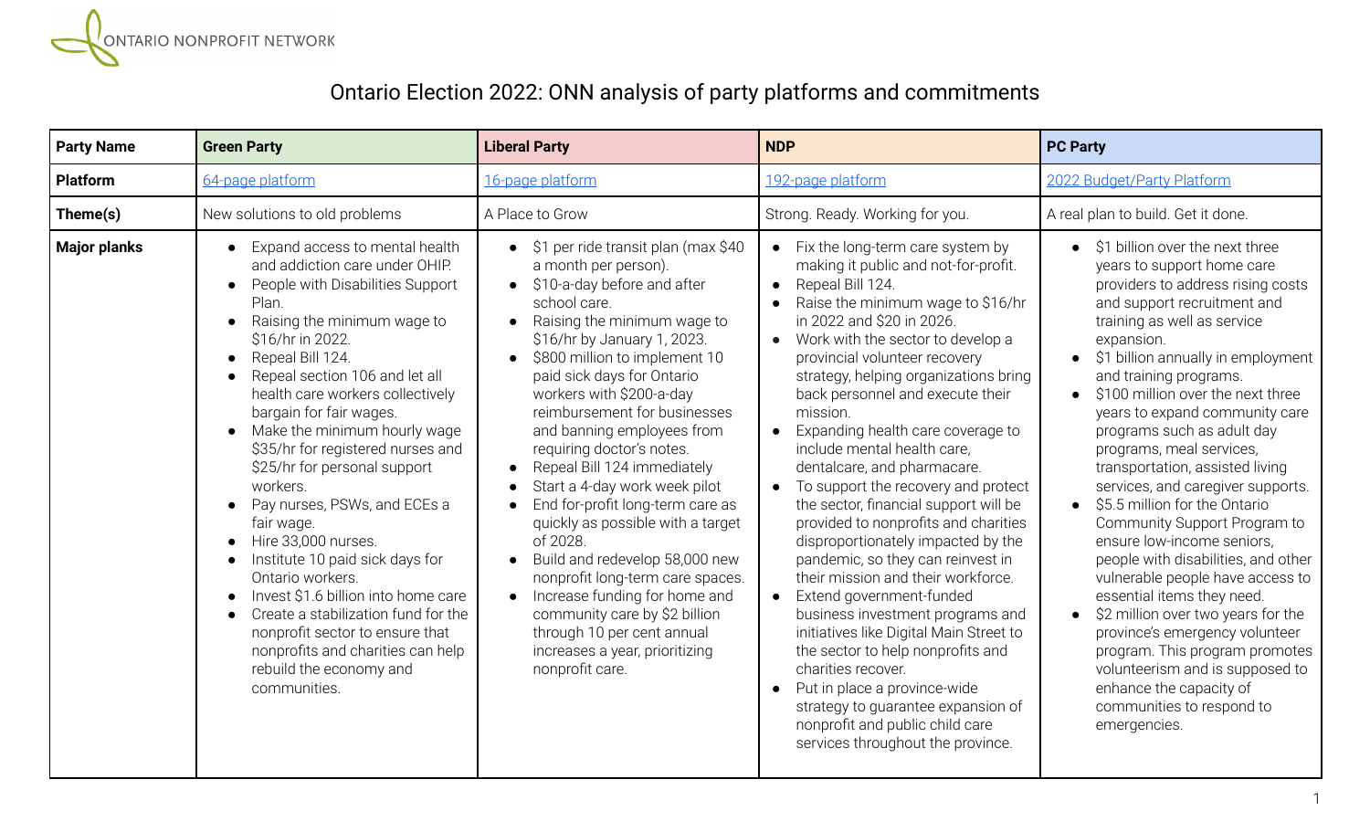ONTARIO NONPROFIT NETWORK

# Ontario Election 2022: ONN analysis of party platforms and commitments

| Party Name | Green Party | Liberal Party | NDP | PC Party |
|---|---|---|---|---|
| Platform | 64-page platform | 16-page platform | 192-page platform | 2022 Budget/Party Platform |
| Theme(s) | New solutions to old problems | A Place to Grow | Strong. Ready. Working for you. | A real plan to build. Get it done. |
| Major planks | • Expand access to mental health and addiction care under OHIP.<br>• People with Disabilities Support Plan.<br>• Raising the minimum wage to $16/hr in 2022.<br>• Repeal Bill 124.<br>• Repeal section 106 and let all health care workers collectively bargain for fair wages.<br>• Make the minimum hourly wage $35/hr for registered nurses and $25/hr for personal support workers.<br>• Pay nurses, PSWs, and ECEs a fair wage.<br>• Hire 33,000 nurses.<br>• Institute 10 paid sick days for Ontario workers.<br>• Invest $1.6 billion into home care<br>• Create a stabilization fund for the nonprofit sector to ensure that nonprofits and charities can help rebuild the economy and communities. | • $1 per ride transit plan (max $40 a month per person).<br>• $10-a-day before and after school care.<br>• Raising the minimum wage to $16/hr by January 1, 2023.<br>• $800 million to implement 10 paid sick days for Ontario workers with $200-a-day reimbursement for businesses and banning employees from requiring doctor's notes.<br>• Repeal Bill 124 immediately<br>• Start a 4-day work week pilot<br>• End for-profit long-term care as quickly as possible with a target of 2028.<br>• Build and redevelop 58,000 new nonprofit long-term care spaces.<br>• Increase funding for home and community care by $2 billion through 10 per cent annual increases a year, prioritizing nonprofit care. | • Fix the long-term care system by making it public and not-for-profit.<br>• Repeal Bill 124.<br>• Raise the minimum wage to $16/hr in 2022 and $20 in 2026.<br>• Work with the sector to develop a provincial volunteer recovery strategy, helping organizations bring back personnel and execute their mission.<br>• Expanding health care coverage to include mental health care, dentalcare, and pharmacare.<br>• To support the recovery and protect the sector, financial support will be provided to nonprofits and charities disproportionately impacted by the pandemic, so they can reinvest in their mission and their workforce.<br>• Extend government-funded business investment programs and initiatives like Digital Main Street to the sector to help nonprofits and charities recover.<br>• Put in place a province-wide strategy to guarantee expansion of nonprofit and public child care services throughout the province. | • $1 billion over the next three years to support home care providers to address rising costs and support recruitment and training as well as service expansion.<br>• $1 billion annually in employment and training programs.<br>• $100 million over the next three years to expand community care programs such as adult day programs, meal services, transportation, assisted living services, and caregiver supports.<br>• $5.5 million for the Ontario Community Support Program to ensure low-income seniors, people with disabilities, and other vulnerable people have access to essential items they need.<br>• $2 million over two years for the province's emergency volunteer program. This program promotes volunteerism and is supposed to enhance the capacity of communities to respond to emergencies. |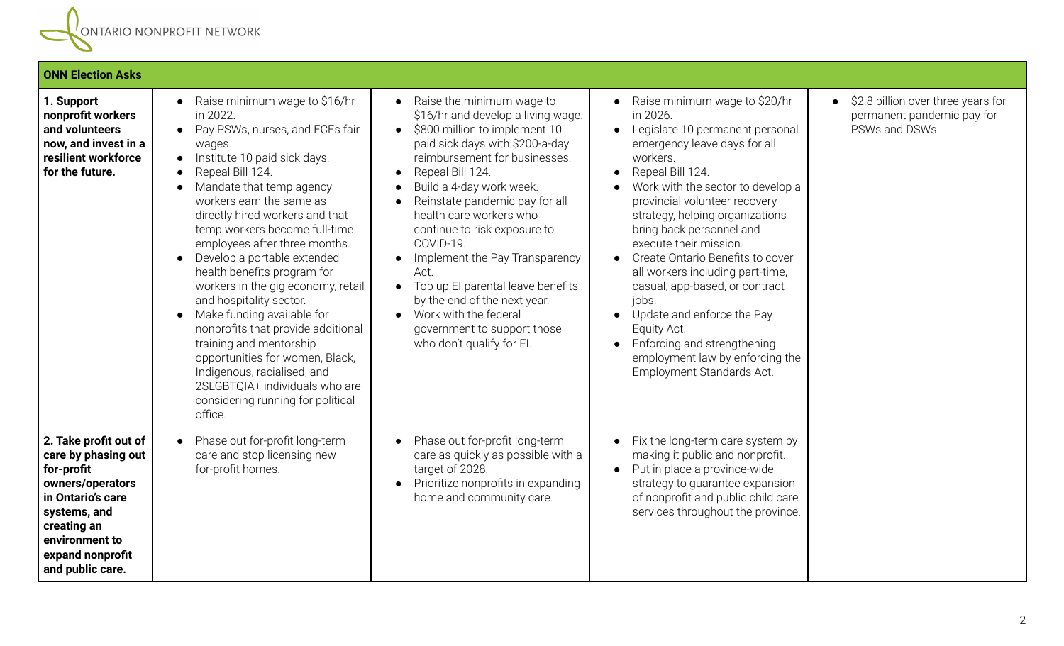| ONN Election Asks | | | | |
|---|---|---|---|---|
| **1. Support nonprofit workers and volunteers now, and invest in a resilient workforce for the future.** | • Raise minimum wage to $16/hr in 2022.<br>• Pay PSWs, nurses, and ECEs fair wages.<br>• Institute 10 paid sick days.<br>• Repeal Bill 124.<br>• Mandate that temp agency workers earn the same as directly hired workers and that temp workers become full-time employees after three months.<br>• Develop a portable extended health benefits program for workers in the gig economy, retail and hospitality sector.<br>• Make funding available for nonprofits that provide additional training and mentorship opportunities for women, Black, Indigenous, racialised, and 2SLGBTQIA+ individuals who are considering running for political office. | • Raise the minimum wage to $16/hr and develop a living wage.<br>• $800 million to implement 10 paid sick days with $200-a-day reimbursement for businesses.<br>• Repeal Bill 124.<br>• Build a 4-day work week.<br>• Reinstate pandemic pay for all health care workers who continue to risk exposure to COVID-19.<br>• Implement the Pay Transparency Act.<br>• Top up EI parental leave benefits by the end of the next year.<br>• Work with the federal government to support those who don't qualify for EI. | • Raise minimum wage to $20/hr in 2026.<br>• Legislate 10 permanent personal emergency leave days for all workers.<br>• Repeal Bill 124.<br>• Work with the sector to develop a provincial volunteer recovery strategy, helping organizations bring back personnel and execute their mission.<br>• Create Ontario Benefits to cover all workers including part-time, casual, app-based, or contract jobs.<br>• Update and enforce the Pay Equity Act.<br>• Enforcing and strengthening employment law by enforcing the Employment Standards Act. | • $2.8 billion over three years for permanent pandemic pay for PSWs and DSWs. |
| **2. Take profit out of care by phasing out for-profit owners/operators in Ontario's care systems, and creating an environment to expand nonprofit and public care.** | • Phase out for-profit long-term care and stop licensing new for-profit homes. | • Phase out for-profit long-term care as quickly as possible with a target of 2028.<br>• Prioritize nonprofits in expanding home and community care. | • Fix the long-term care system by making it public and nonprofit.<br>• Put in place a province-wide strategy to guarantee expansion of nonprofit and public child care services throughout the province. | |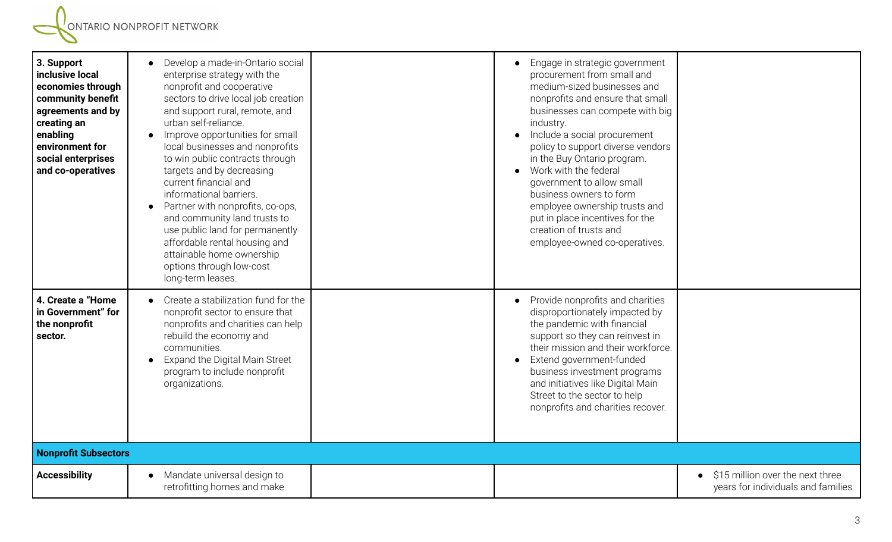| | | | | |
|---|---|---|---|---|
| **3. Support inclusive local economies through community benefit agreements and by creating an enabling environment for social enterprises and co-operatives** | • Develop a made-in-Ontario social enterprise strategy with the nonprofit and cooperative sectors to drive local job creation and support rural, remote, and urban self-reliance.<br>• Improve opportunities for small local businesses and nonprofits to win public contracts through targets and by decreasing current financial and informational barriers.<br>• Partner with nonprofits, co-ops, and community land trusts to use public land for permanently affordable rental housing and attainable home ownership options through low-cost long-term leases. | | • Engage in strategic government procurement from small and medium-sized businesses and nonprofits and ensure that small businesses can compete with big industry.<br>• Include a social procurement policy to support diverse vendors in the Buy Ontario program.<br>• Work with the federal government to allow small business owners to form employee ownership trusts and put in place incentives for the creation of trusts and employee-owned co-operatives. | |
| **4. Create a "Home in Government" for the nonprofit sector.** | • Create a stabilization fund for the nonprofit sector to ensure that nonprofits and charities can help rebuild the economy and communities.<br>• Expand the Digital Main Street program to include nonprofit organizations. | | • Provide nonprofits and charities disproportionately impacted by the pandemic with financial support so they can reinvest in their mission and their workforce.<br>• Extend government-funded business investment programs and initiatives like Digital Main Street to the sector to help nonprofits and charities recover. | |
| **Nonprofit Subsectors** | | | | |
| **Accessibility** | • Mandate universal design to retrofitting homes and make | | | • \$15 million over the next three years for individuals and families |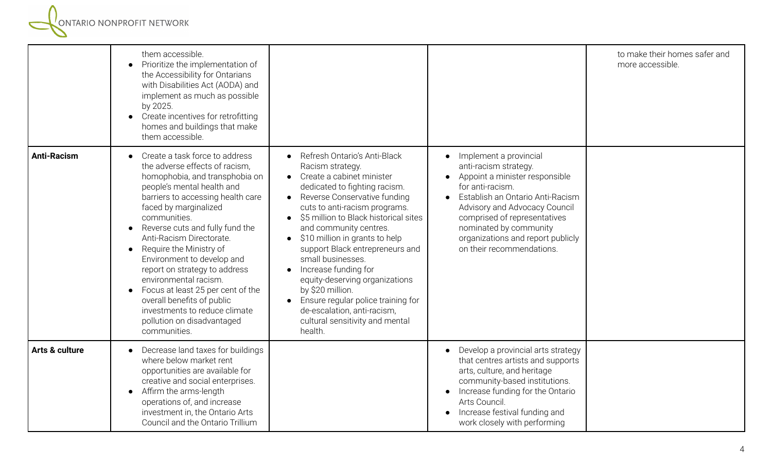| | | | | |
|---|---|---|---|---|
| | them accessible.<br>• Prioritize the implementation of the Accessibility for Ontarians with Disabilities Act (AODA) and implement as much as possible by 2025.<br>• Create incentives for retrofitting homes and buildings that make them accessible. | | | to make their homes safer and more accessible. |
| **Anti-Racism** | • Create a task force to address the adverse effects of racism, homophobia, and transphobia on people's mental health and barriers to accessing health care faced by marginalized communities.<br>• Reverse cuts and fully fund the Anti-Racism Directorate.<br>• Require the Ministry of Environment to develop and report on strategy to address environmental racism.<br>• Focus at least 25 per cent of the overall benefits of public investments to reduce climate pollution on disadvantaged communities. | • Refresh Ontario's Anti-Black Racism strategy.<br>• Create a cabinet minister dedicated to fighting racism.<br>• Reverse Conservative funding cuts to anti-racism programs.<br>• $5 million to Black historical sites and community centres.<br>• $10 million in grants to help support Black entrepreneurs and small businesses.<br>• Increase funding for equity-deserving organizations by $20 million.<br>• Ensure regular police training for de-escalation, anti-racism, cultural sensitivity and mental health. | • Implement a provincial anti-racism strategy.<br>• Appoint a minister responsible for anti-racism.<br>• Establish an Ontario Anti-Racism Advisory and Advocacy Council comprised of representatives nominated by community organizations and report publicly on their recommendations. | |
| **Arts & culture** | • Decrease land taxes for buildings where below market rent opportunities are available for creative and social enterprises.<br>• Affirm the arms-length operations of, and increase investment in, the Ontario Arts Council and the Ontario Trillium | | • Develop a provincial arts strategy that centres artists and supports arts, culture, and heritage community-based institutions.<br>• Increase funding for the Ontario Arts Council.<br>• Increase festival funding and work closely with performing | |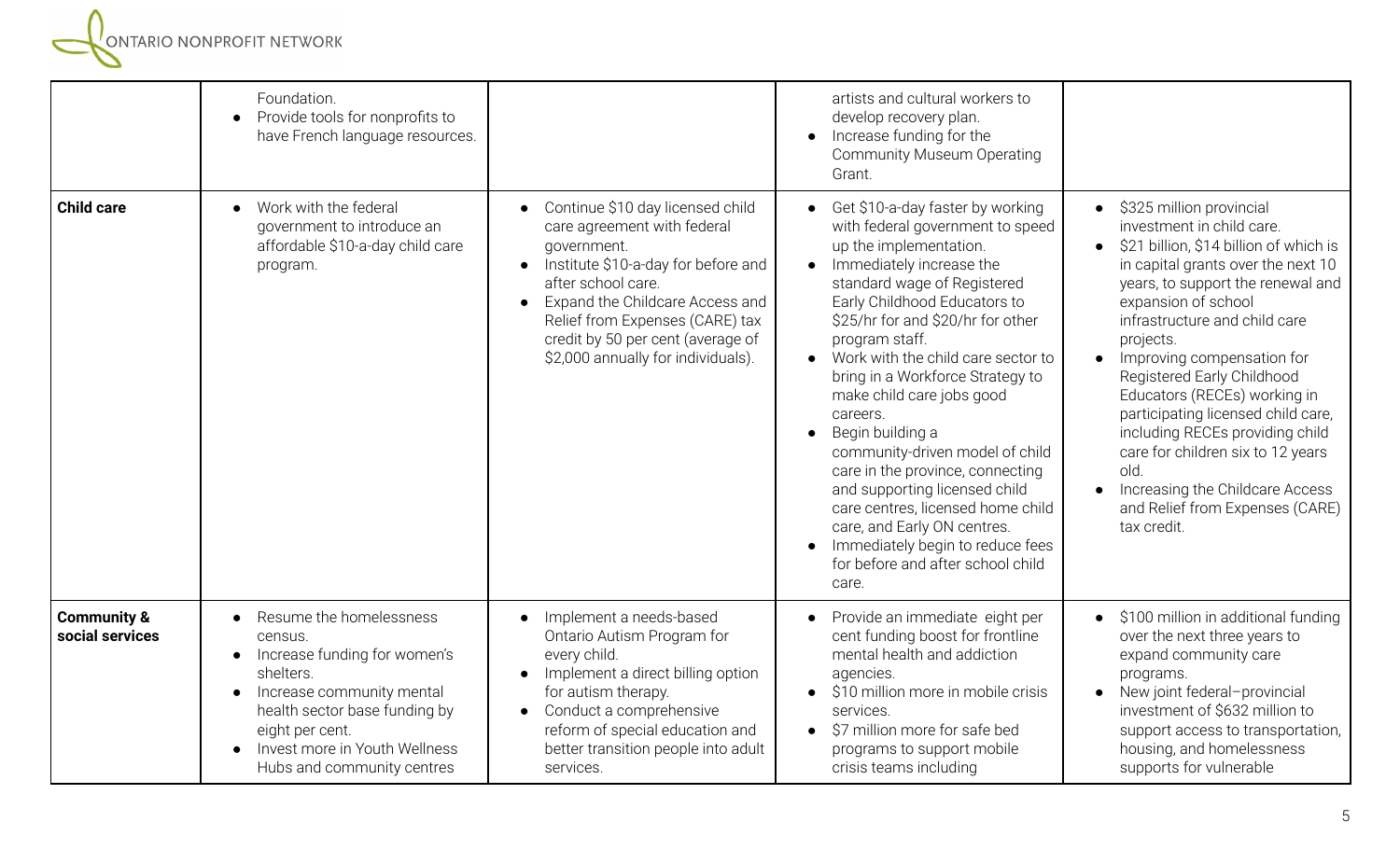| | | | | |
|---|---|---|---|---|
| | Foundation.<br>• Provide tools for nonprofits to have French language resources. | | artists and cultural workers to develop recovery plan.<br>• Increase funding for the Community Museum Operating Grant. | |
| **Child care** | • Work with the federal government to introduce an affordable $10-a-day child care program. | • Continue $10 day licensed child care agreement with federal government.<br>• Institute $10-a-day for before and after school care.<br>• Expand the Childcare Access and Relief from Expenses (CARE) tax credit by 50 per cent (average of $2,000 annually for individuals). | • Get $10-a-day faster by working with federal government to speed up the implementation.<br>• Immediately increase the standard wage of Registered Early Childhood Educators to $25/hr for and $20/hr for other program staff.<br>• Work with the child care sector to bring in a Workforce Strategy to make child care jobs good careers.<br>• Begin building a community-driven model of child care in the province, connecting and supporting licensed child care centres, licensed home child care, and Early ON centres.<br>• Immediately begin to reduce fees for before and after school child care. | • $325 million provincial investment in child care.<br>• $21 billion, $14 billion of which is in capital grants over the next 10 years, to support the renewal and expansion of school infrastructure and child care projects.<br>• Improving compensation for Registered Early Childhood Educators (RECEs) working in participating licensed child care, including RECEs providing child care for children six to 12 years old.<br>• Increasing the Childcare Access and Relief from Expenses (CARE) tax credit. |
| **Community & social services** | • Resume the homelessness census.<br>• Increase funding for women's shelters.<br>• Increase community mental health sector base funding by eight per cent.<br>• Invest more in Youth Wellness Hubs and community centres | • Implement a needs-based Ontario Autism Program for every child.<br>• Implement a direct billing option for autism therapy.<br>• Conduct a comprehensive reform of special education and better transition people into adult services. | • Provide an immediate eight per cent funding boost for frontline mental health and addiction agencies.<br>• $10 million more in mobile crisis services.<br>• $7 million more for safe bed programs to support mobile crisis teams including | • $100 million in additional funding over the next three years to expand community care programs.<br>• New joint federal–provincial investment of $632 million to support access to transportation, housing, and homelessness supports for vulnerable |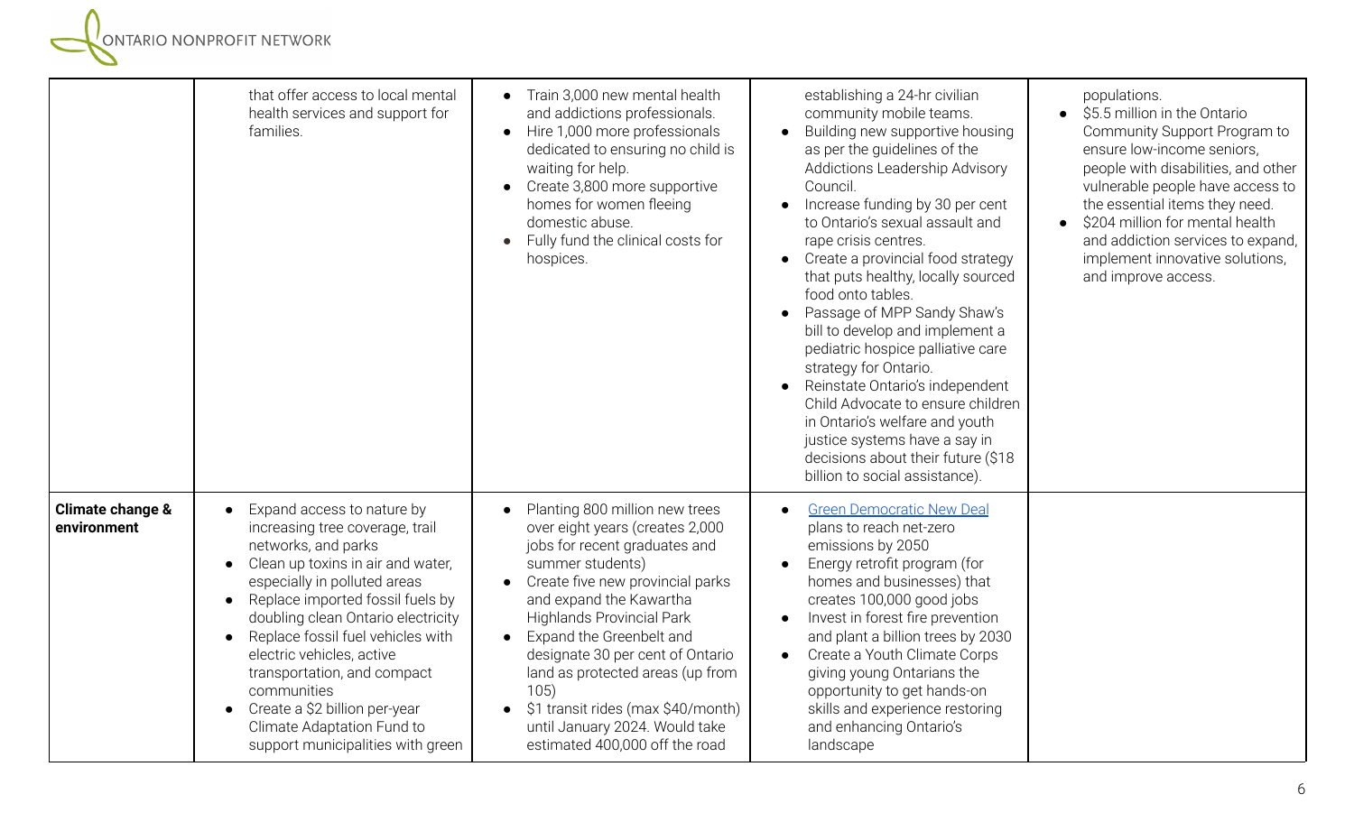| | | | | |
|---|---|---|---|---|
| | that offer access to local mental health services and support for families. | • Train 3,000 new mental health and addictions professionals.<br>• Hire 1,000 more professionals dedicated to ensuring no child is waiting for help.<br>• Create 3,800 more supportive homes for women fleeing domestic abuse.<br>• Fully fund the clinical costs for hospices. | establishing a 24-hr civilian community mobile teams.<br>• Building new supportive housing as per the guidelines of the Addictions Leadership Advisory Council.<br>• Increase funding by 30 per cent to Ontario's sexual assault and rape crisis centres.<br>• Create a provincial food strategy that puts healthy, locally sourced food onto tables.<br>• Passage of MPP Sandy Shaw's bill to develop and implement a pediatric hospice palliative care strategy for Ontario.<br>• Reinstate Ontario's independent Child Advocate to ensure children in Ontario's welfare and youth justice systems have a say in decisions about their future ($18 billion to social assistance). | populations.<br>• $5.5 million in the Ontario Community Support Program to ensure low-income seniors, people with disabilities, and other vulnerable people have access to the essential items they need.<br>• $204 million for mental health and addiction services to expand, implement innovative solutions, and improve access. |
| **Climate change & environment** | • Expand access to nature by increasing tree coverage, trail networks, and parks<br>• Clean up toxins in air and water, especially in polluted areas<br>• Replace imported fossil fuels by doubling clean Ontario electricity<br>• Replace fossil fuel vehicles with electric vehicles, active transportation, and compact communities<br>• Create a $2 billion per-year Climate Adaptation Fund to support municipalities with green | • Planting 800 million new trees over eight years (creates 2,000 jobs for recent graduates and summer students)<br>• Create five new provincial parks and expand the Kawartha Highlands Provincial Park<br>• Expand the Greenbelt and designate 30 per cent of Ontario land as protected areas (up from 105)<br>• $1 transit rides (max $40/month) until January 2024. Would take estimated 400,000 off the road | • Green Democratic New Deal plans to reach net-zero emissions by 2050<br>• Energy retrofit program (for homes and businesses) that creates 100,000 good jobs<br>• Invest in forest fire prevention and plant a billion trees by 2030<br>• Create a Youth Climate Corps giving young Ontarians the opportunity to get hands-on skills and experience restoring and enhancing Ontario's landscape | |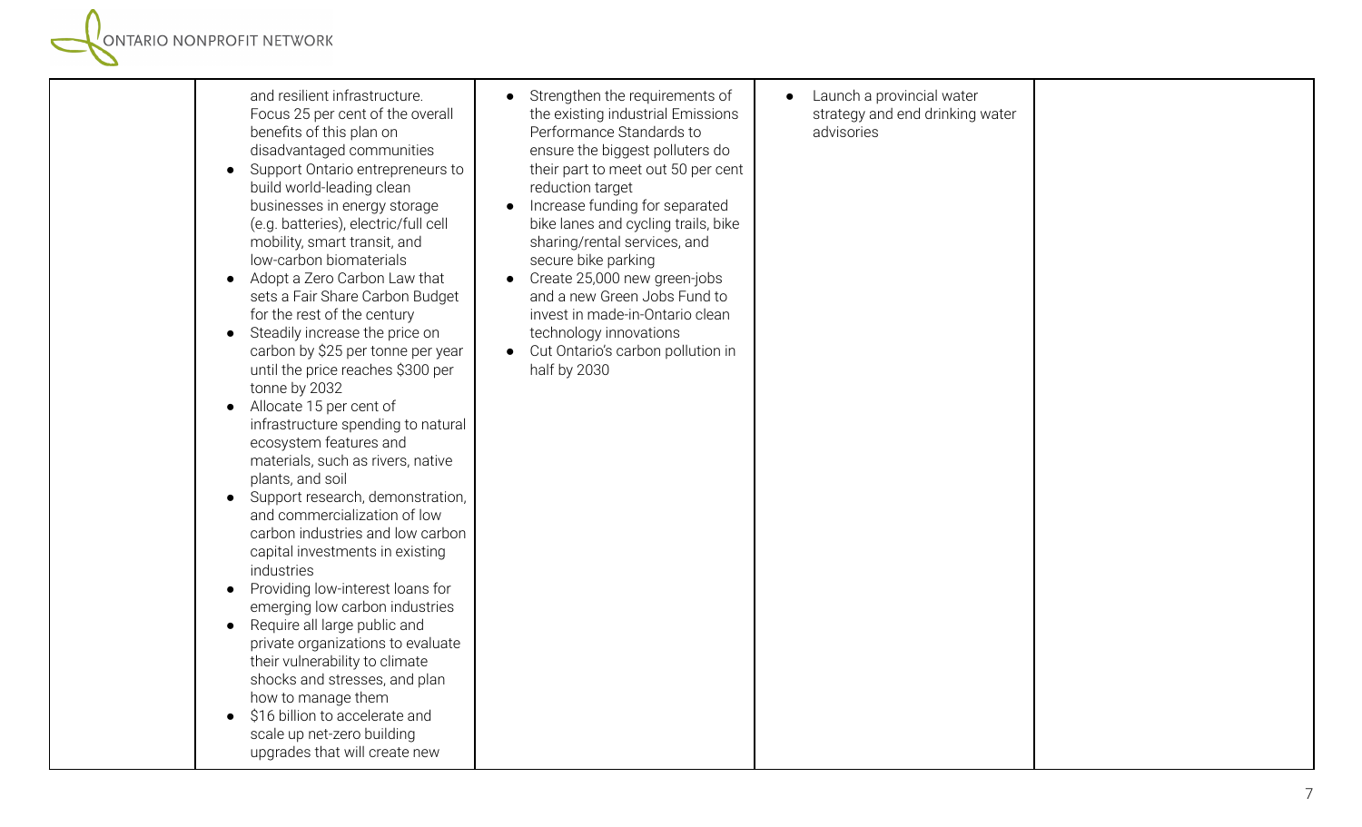|  |  |  |  |  |
|---|---|---|---|---|
|  | and resilient infrastructure. Focus 25 per cent of the overall benefits of this plan on disadvantaged communities<br>• Support Ontario entrepreneurs to build world-leading clean businesses in energy storage (e.g. batteries), electric/full cell mobility, smart transit, and low-carbon biomaterials<br>• Adopt a Zero Carbon Law that sets a Fair Share Carbon Budget for the rest of the century<br>• Steadily increase the price on carbon by $25 per tonne per year until the price reaches $300 per tonne by 2032<br>• Allocate 15 per cent of infrastructure spending to natural ecosystem features and materials, such as rivers, native plants, and soil<br>• Support research, demonstration, and commercialization of low carbon industries and low carbon capital investments in existing industries<br>• Providing low-interest loans for emerging low carbon industries<br>• Require all large public and private organizations to evaluate their vulnerability to climate shocks and stresses, and plan how to manage them<br>• $16 billion to accelerate and scale up net-zero building upgrades that will create new | • Strengthen the requirements of the existing industrial Emissions Performance Standards to ensure the biggest polluters do their part to meet out 50 per cent reduction target<br>• Increase funding for separated bike lanes and cycling trails, bike sharing/rental services, and secure bike parking<br>• Create 25,000 new green-jobs and a new Green Jobs Fund to invest in made-in-Ontario clean technology innovations<br>• Cut Ontario's carbon pollution in half by 2030 | • Launch a provincial water strategy and end drinking water advisories |  |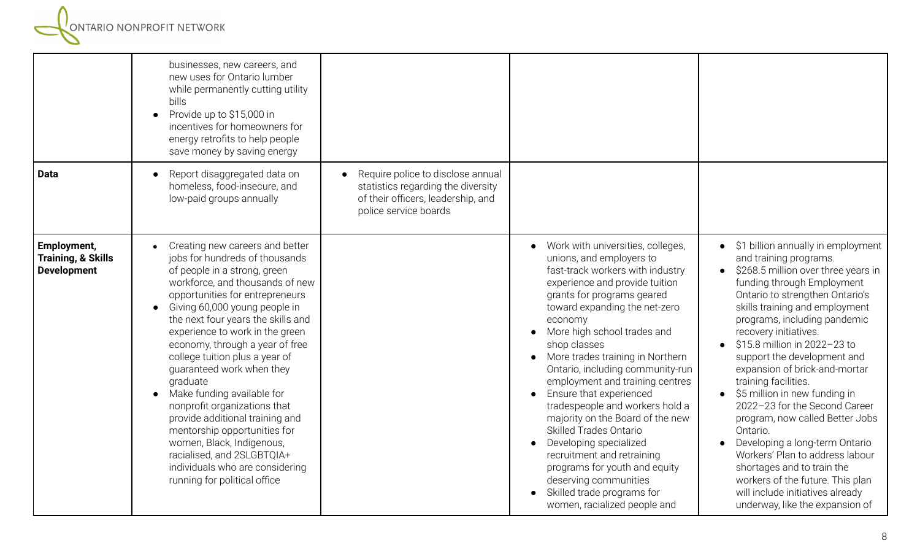| | | | | |
|---|---|---|---|---|
| | businesses, new careers, and new uses for Ontario lumber while permanently cutting utility bills<br>• Provide up to $15,000 in incentives for homeowners for energy retrofits to help people save money by saving energy | | | |
| **Data** | • Report disaggregated data on homeless, food-insecure, and low-paid groups annually | • Require police to disclose annual statistics regarding the diversity of their officers, leadership, and police service boards | | |
| **Employment, Training, & Skills Development** | • Creating new careers and better jobs for hundreds of thousands of people in a strong, green workforce, and thousands of new opportunities for entrepreneurs<br>• Giving 60,000 young people in the next four years the skills and experience to work in the green economy, through a year of free college tuition plus a year of guaranteed work when they graduate<br>• Make funding available for nonprofit organizations that provide additional training and mentorship opportunities for women, Black, Indigenous, racialised, and 2SLGBTQIA+ individuals who are considering running for political office | | • Work with universities, colleges, unions, and employers to fast-track workers with industry experience and provide tuition grants for programs geared toward expanding the net-zero economy<br>• More high school trades and shop classes<br>• More trades training in Northern Ontario, including community-run employment and training centres<br>• Ensure that experienced tradespeople and workers hold a majority on the Board of the new Skilled Trades Ontario<br>• Developing specialized recruitment and retraining programs for youth and equity deserving communities<br>• Skilled trade programs for women, racialized people and | • $1 billion annually in employment and training programs.<br>• $268.5 million over three years in funding through Employment Ontario to strengthen Ontario's skills training and employment programs, including pandemic recovery initiatives.<br>• $15.8 million in 2022–23 to support the development and expansion of brick-and-mortar training facilities.<br>• $5 million in new funding in 2022–23 for the Second Career program, now called Better Jobs Ontario.<br>• Developing a long-term Ontario Workers' Plan to address labour shortages and to train the workers of the future. This plan will include initiatives already underway, like the expansion of |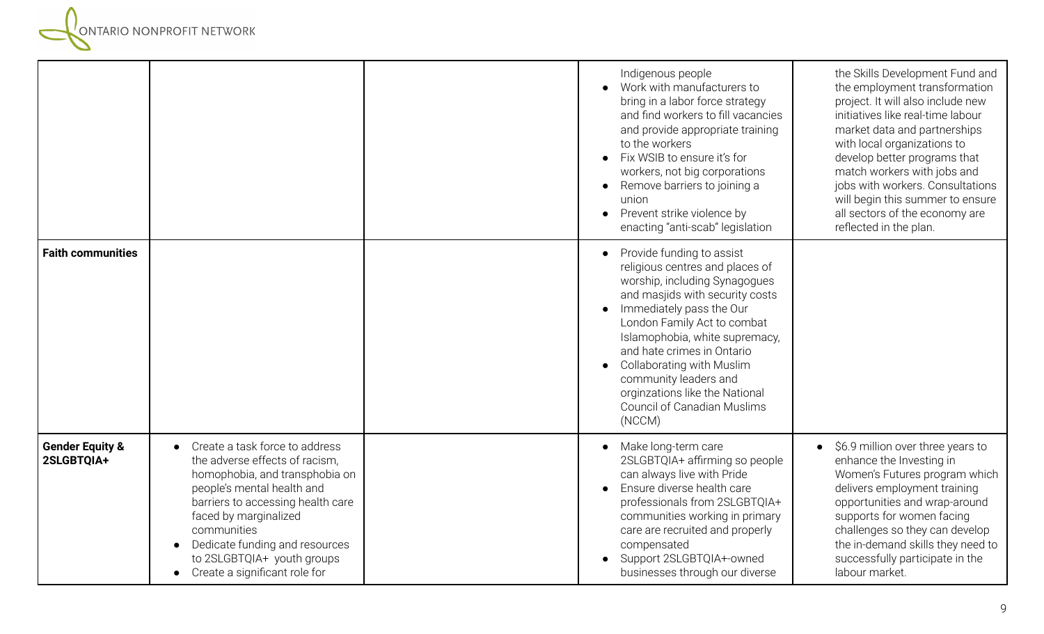| | | | | |
|---|---|---|---|---|
| | | | Indigenous people<br>● Work with manufacturers to bring in a labor force strategy and find workers to fill vacancies and provide appropriate training to the workers<br>● Fix WSIB to ensure it's for workers, not big corporations<br>● Remove barriers to joining a union<br>● Prevent strike violence by enacting "anti-scab" legislation | the Skills Development Fund and the employment transformation project. It will also include new initiatives like real-time labour market data and partnerships with local organizations to develop better programs that match workers with jobs and jobs with workers. Consultations will begin this summer to ensure all sectors of the economy are reflected in the plan. |
| **Faith communities** | | | ● Provide funding to assist religious centres and places of worship, including Synagogues and masjids with security costs<br>● Immediately pass the Our London Family Act to combat Islamophobia, white supremacy, and hate crimes in Ontario<br>● Collaborating with Muslim community leaders and orginzations like the National Council of Canadian Muslims (NCCM) | |
| **Gender Equity & 2SLGBTQIA+** | ● Create a task force to address the adverse effects of racism, homophobia, and transphobia on people's mental health and barriers to accessing health care faced by marginalized communities<br>● Dedicate funding and resources to 2SLGBTQIA+ youth groups<br>● Create a significant role for | | ● Make long-term care 2SLGBTQIA+ affirming so people can always live with Pride<br>● Ensure diverse health care professionals from 2SLGBTQIA+ communities working in primary care are recruited and properly compensated<br>● Support 2SLGBTQIA+-owned businesses through our diverse | ● $6.9 million over three years to enhance the Investing in Women's Futures program which delivers employment training opportunities and wrap-around supports for women facing challenges so they can develop the in-demand skills they need to successfully participate in the labour market. |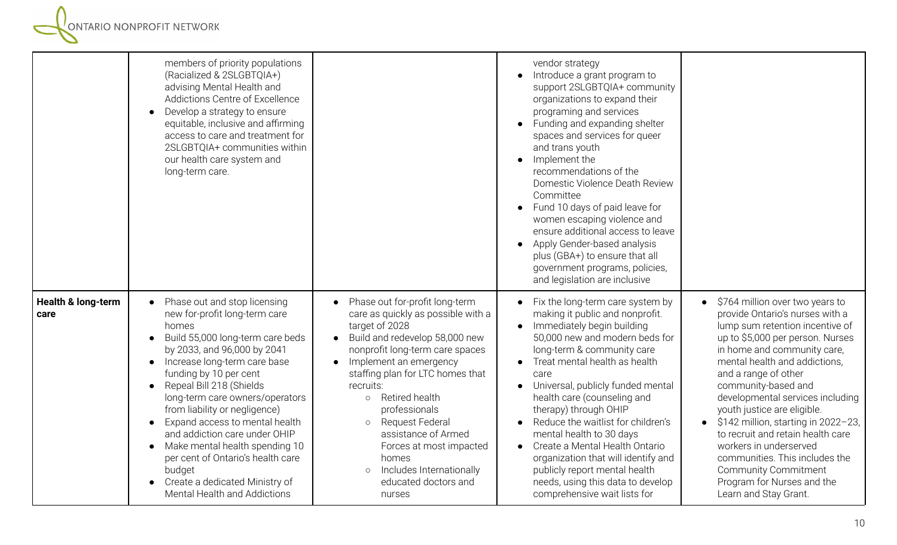| | | | | |
|---|---|---|---|---|
| | members of priority populations (Racialized & 2SLGBTQIA+) advising Mental Health and Addictions Centre of Excellence<br>• Develop a strategy to ensure equitable, inclusive and affirming access to care and treatment for 2SLGBTQIA+ communities within our health care system and long-term care. | | vendor strategy<br>• Introduce a grant program to support 2SLGBTQIA+ community organizations to expand their programing and services<br>• Funding and expanding shelter spaces and services for queer and trans youth<br>• Implement the recommendations of the Domestic Violence Death Review Committee<br>• Fund 10 days of paid leave for women escaping violence and ensure additional access to leave<br>• Apply Gender-based analysis plus (GBA+) to ensure that all government programs, policies, and legislation are inclusive | |
| **Health & long-term care** | • Phase out and stop licensing new for-profit long-term care homes<br>• Build 55,000 long-term care beds by 2033, and 96,000 by 2041<br>• Increase long-term care base funding by 10 per cent<br>• Repeal Bill 218 (Shields long-term care owners/operators from liability or negligence)<br>• Expand access to mental health and addiction care under OHIP<br>• Make mental health spending 10 per cent of Ontario's health care budget<br>• Create a dedicated Ministry of Mental Health and Addictions | • Phase out for-profit long-term care as quickly as possible with a target of 2028<br>• Build and redevelop 58,000 new nonprofit long-term care spaces<br>• Implement an emergency staffing plan for LTC homes that recruits:<br>○ Retired health professionals<br>○ Request Federal assistance of Armed Forces at most impacted homes<br>○ Includes Internationally educated doctors and nurses | • Fix the long-term care system by making it public and nonprofit.<br>• Immediately begin building 50,000 new and modern beds for long-term & community care<br>• Treat mental health as health care<br>• Universal, publicly funded mental health care (counseling and therapy) through OHIP<br>• Reduce the waitlist for children's mental health to 30 days<br>• Create a Mental Health Ontario organization that will identify and publicly report mental health needs, using this data to develop comprehensive wait lists for | • $764 million over two years to provide Ontario's nurses with a lump sum retention incentive of up to $5,000 per person. Nurses in home and community care, mental health and addictions, and a range of other community-based and developmental services including youth justice are eligible.<br>• $142 million, starting in 2022–23, to recruit and retain health care workers in underserved communities. This includes the Community Commitment Program for Nurses and the Learn and Stay Grant. |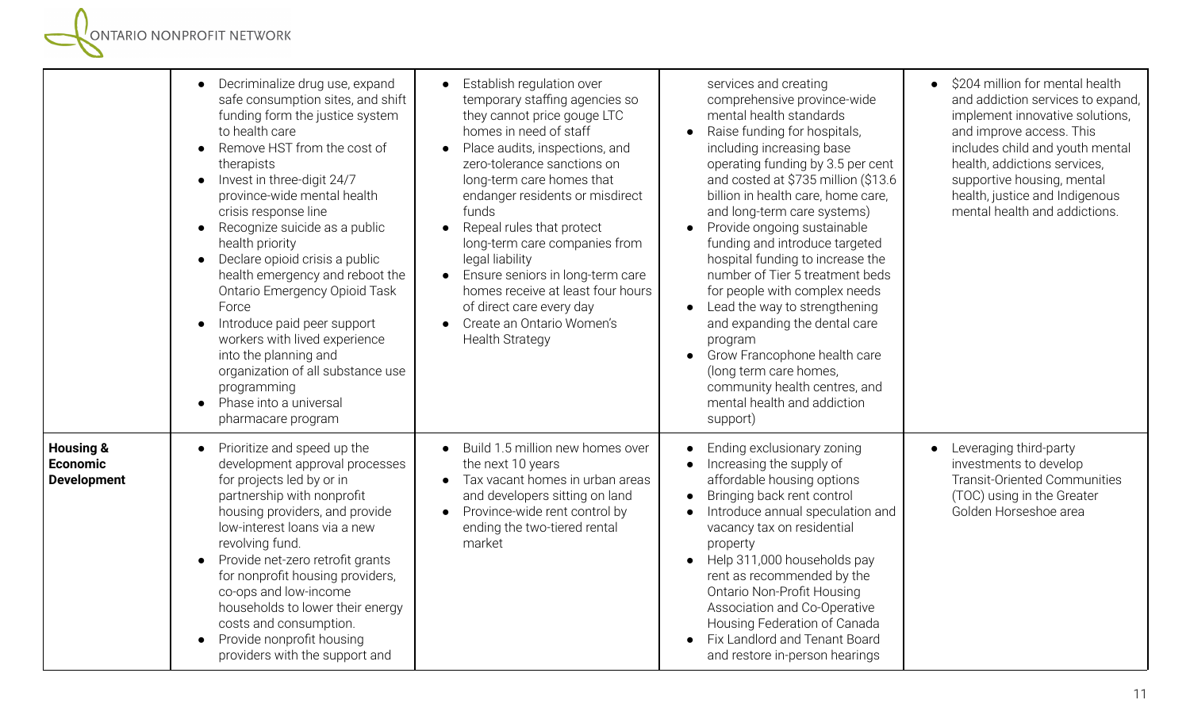| | | | | |
|---|---|---|---|---|
| | • Decriminalize drug use, expand safe consumption sites, and shift funding form the justice system to health care<br>• Remove HST from the cost of therapists<br>• Invest in three-digit 24/7 province-wide mental health crisis response line<br>• Recognize suicide as a public health priority<br>• Declare opioid crisis a public health emergency and reboot the Ontario Emergency Opioid Task Force<br>• Introduce paid peer support workers with lived experience into the planning and organization of all substance use programming<br>• Phase into a universal pharmacare program | • Establish regulation over temporary staffing agencies so they cannot price gouge LTC homes in need of staff<br>• Place audits, inspections, and zero-tolerance sanctions on long-term care homes that endanger residents or misdirect funds<br>• Repeal rules that protect long-term care companies from legal liability<br>• Ensure seniors in long-term care homes receive at least four hours of direct care every day<br>• Create an Ontario Women's Health Strategy | services and creating comprehensive province-wide mental health standards<br>• Raise funding for hospitals, including increasing base operating funding by 3.5 per cent and costed at $735 million ($13.6 billion in health care, home care, and long-term care systems)<br>• Provide ongoing sustainable funding and introduce targeted hospital funding to increase the number of Tier 5 treatment beds for people with complex needs<br>• Lead the way to strengthening and expanding the dental care program<br>• Grow Francophone health care (long term care homes, community health centres, and mental health and addiction support) | • $204 million for mental health and addiction services to expand, implement innovative solutions, and improve access. This includes child and youth mental health, addictions services, supportive housing, mental health, justice and Indigenous mental health and addictions. |
| **Housing & Economic Development** | • Prioritize and speed up the development approval processes for projects led by or in partnership with nonprofit housing providers, and provide low-interest loans via a new revolving fund.<br>• Provide net-zero retrofit grants for nonprofit housing providers, co-ops and low-income households to lower their energy costs and consumption.<br>• Provide nonprofit housing providers with the support and | • Build 1.5 million new homes over the next 10 years<br>• Tax vacant homes in urban areas and developers sitting on land<br>• Province-wide rent control by ending the two-tiered rental market | • Ending exclusionary zoning<br>• Increasing the supply of affordable housing options<br>• Bringing back rent control<br>• Introduce annual speculation and vacancy tax on residential property<br>• Help 311,000 households pay rent as recommended by the Ontario Non-Profit Housing Association and Co-Operative Housing Federation of Canada<br>• Fix Landlord and Tenant Board and restore in-person hearings | • Leveraging third-party investments to develop Transit-Oriented Communities (TOC) using in the Greater Golden Horseshoe area |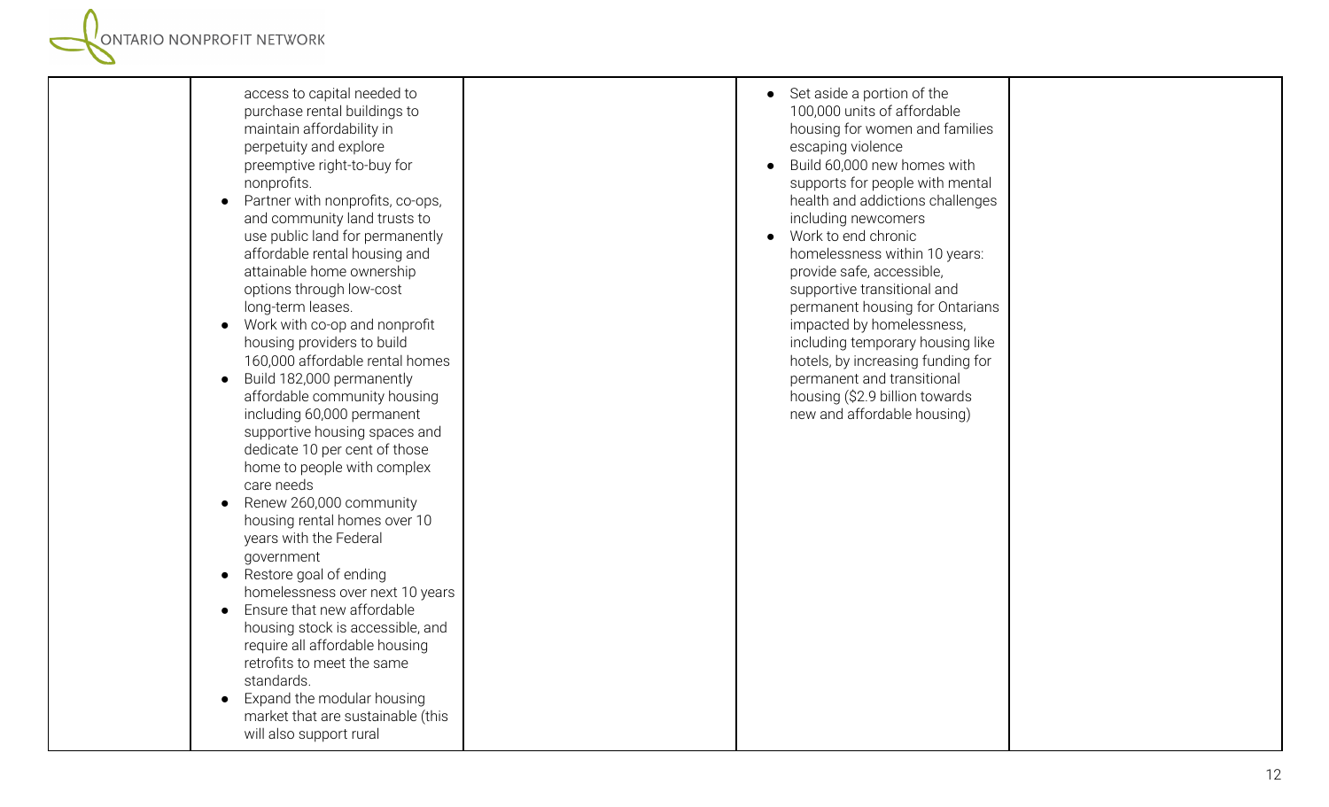| | | | | |
|---|---|---|---|---|
| | access to capital needed to purchase rental buildings to maintain affordability in perpetuity and explore preemptive right-to-buy for nonprofits.<br>• Partner with nonprofits, co-ops, and community land trusts to use public land for permanently affordable rental housing and attainable home ownership options through low-cost long-term leases.<br>• Work with co-op and nonprofit housing providers to build 160,000 affordable rental homes<br>• Build 182,000 permanently affordable community housing including 60,000 permanent supportive housing spaces and dedicate 10 per cent of those home to people with complex care needs<br>• Renew 260,000 community housing rental homes over 10 years with the Federal government<br>• Restore goal of ending homelessness over next 10 years<br>• Ensure that new affordable housing stock is accessible, and require all affordable housing retrofits to meet the same standards.<br>• Expand the modular housing market that are sustainable (this will also support rural | | • Set aside a portion of the 100,000 units of affordable housing for women and families escaping violence<br>• Build 60,000 new homes with supports for people with mental health and addictions challenges including newcomers<br>• Work to end chronic homelessness within 10 years: provide safe, accessible, supportive transitional and permanent housing for Ontarians impacted by homelessness, including temporary housing like hotels, by increasing funding for permanent and transitional housing ($2.9 billion towards new and affordable housing) | |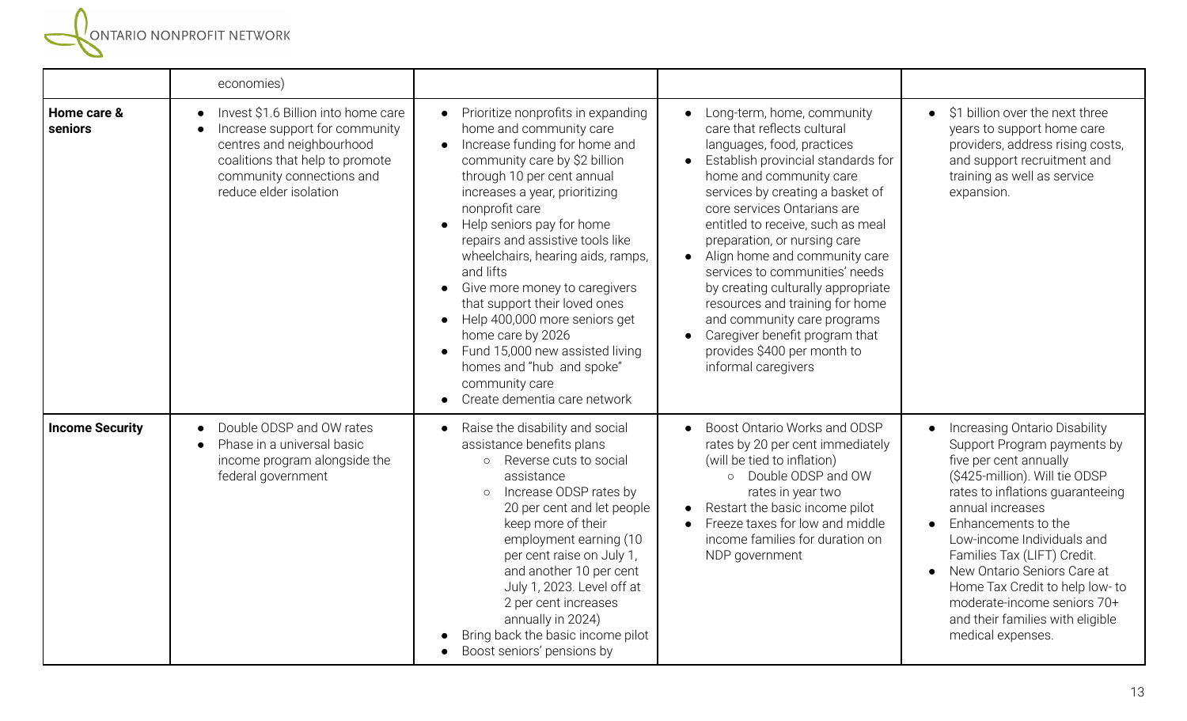| | economies) | | | |
|---|---|---|---|---|
| **Home care & seniors** | • Invest $1.6 Billion into home care<br>• Increase support for community centres and neighbourhood coalitions that help to promote community connections and reduce elder isolation | • Prioritize nonprofits in expanding home and community care<br>• Increase funding for home and community care by $2 billion through 10 per cent annual increases a year, prioritizing nonprofit care<br>• Help seniors pay for home repairs and assistive tools like wheelchairs, hearing aids, ramps, and lifts<br>• Give more money to caregivers that support their loved ones<br>• Help 400,000 more seniors get home care by 2026<br>• Fund 15,000 new assisted living homes and "hub and spoke" community care<br>• Create dementia care network | • Long-term, home, community care that reflects cultural languages, food, practices<br>• Establish provincial standards for home and community care services by creating a basket of core services Ontarians are entitled to receive, such as meal preparation, or nursing care<br>• Align home and community care services to communities' needs by creating culturally appropriate resources and training for home and community care programs<br>• Caregiver benefit program that provides $400 per month to informal caregivers | • $1 billion over the next three years to support home care providers, address rising costs, and support recruitment and training as well as service expansion. |
| **Income Security** | • Double ODSP and OW rates<br>• Phase in a universal basic income program alongside the federal government | • Raise the disability and social assistance benefits plans<br>&nbsp;&nbsp;○ Reverse cuts to social assistance<br>&nbsp;&nbsp;○ Increase ODSP rates by 20 per cent and let people keep more of their employment earning (10 per cent raise on July 1, and another 10 per cent July 1, 2023. Level off at 2 per cent increases annually in 2024)<br>• Bring back the basic income pilot<br>• Boost seniors' pensions by | • Boost Ontario Works and ODSP rates by 20 per cent immediately (will be tied to inflation)<br>&nbsp;&nbsp;○ Double ODSP and OW rates in year two<br>• Restart the basic income pilot<br>• Freeze taxes for low and middle income families for duration on NDP government | • Increasing Ontario Disability Support Program payments by five per cent annually ($425-million). Will tie ODSP rates to inflations guaranteeing annual increases<br>• Enhancements to the Low-income Individuals and Families Tax (LIFT) Credit.<br>• New Ontario Seniors Care at Home Tax Credit to help low- to moderate-income seniors 70+ and their families with eligible medical expenses. |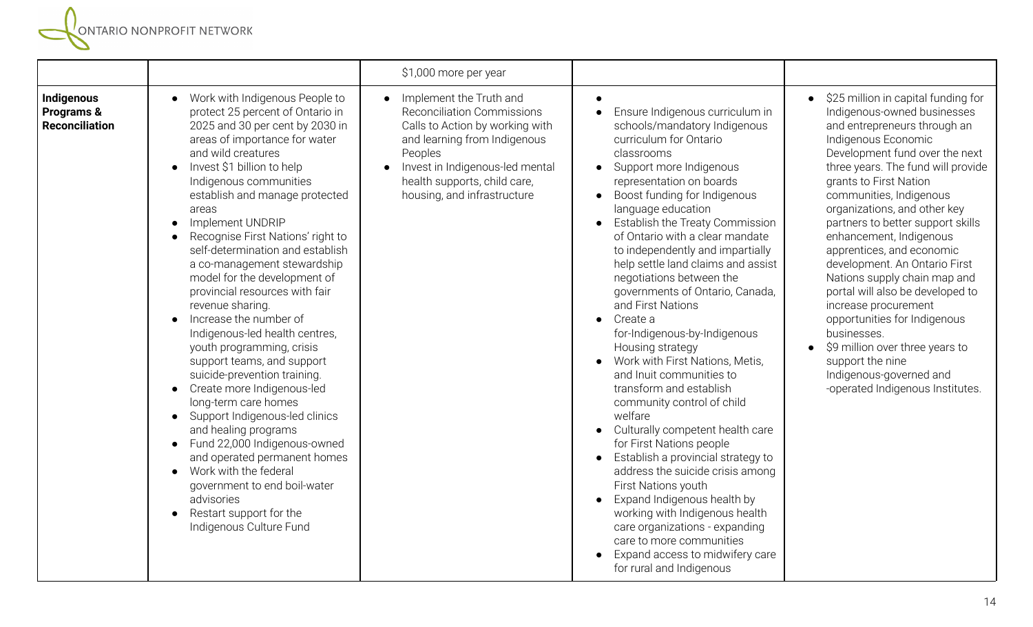| | | | | |
|---|---|---|---|---|
| | | $1,000 more per year | | |
| **Indigenous Programs & Reconciliation** | • Work with Indigenous People to protect 25 percent of Ontario in 2025 and 30 per cent by 2030 in areas of importance for water and wild creatures<br>• Invest $1 billion to help Indigenous communities establish and manage protected areas<br>• Implement UNDRIP<br>• Recognise First Nations' right to self-determination and establish a co-management stewardship model for the development of provincial resources with fair revenue sharing.<br>• Increase the number of Indigenous-led health centres, youth programming, crisis support teams, and support suicide-prevention training.<br>• Create more Indigenous-led long-term care homes<br>• Support Indigenous-led clinics and healing programs<br>• Fund 22,000 Indigenous-owned and operated permanent homes<br>• Work with the federal government to end boil-water advisories<br>• Restart support for the Indigenous Culture Fund | • Implement the Truth and Reconciliation Commissions Calls to Action by working with and learning from Indigenous Peoples<br>• Invest in Indigenous-led mental health supports, child care, housing, and infrastructure | •<br>• Ensure Indigenous curriculum in schools/mandatory Indigenous curriculum for Ontario classrooms<br>• Support more Indigenous representation on boards<br>• Boost funding for Indigenous language education<br>• Establish the Treaty Commission of Ontario with a clear mandate to independently and impartially help settle land claims and assist negotiations between the governments of Ontario, Canada, and First Nations<br>• Create a for-Indigenous-by-Indigenous Housing strategy<br>• Work with First Nations, Metis, and Inuit communities to transform and establish community control of child welfare<br>• Culturally competent health care for First Nations people<br>• Establish a provincial strategy to address the suicide crisis among First Nations youth<br>• Expand Indigenous health by working with Indigenous health care organizations - expanding care to more communities<br>• Expand access to midwifery care for rural and Indigenous | • $25 million in capital funding for Indigenous-owned businesses and entrepreneurs through an Indigenous Economic Development fund over the next three years. The fund will provide grants to First Nation communities, Indigenous organizations, and other key partners to better support skills enhancement, Indigenous apprentices, and economic development. An Ontario First Nations supply chain map and portal will also be developed to increase procurement opportunities for Indigenous businesses.<br>• $9 million over three years to support the nine Indigenous-governed and -operated Indigenous Institutes. |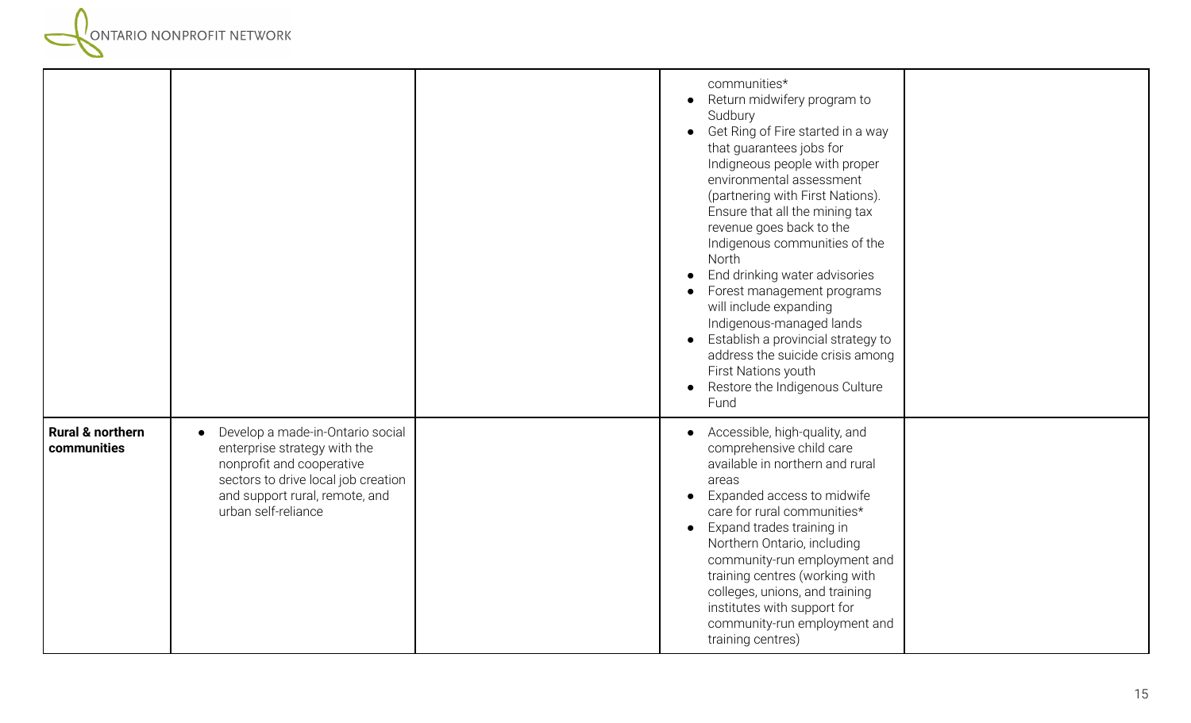| | | | | |
|---|---|---|---|---|
| | | | communities*<br>• Return midwifery program to Sudbury<br>• Get Ring of Fire started in a way that guarantees jobs for Indigneous people with proper environmental assessment (partnering with First Nations). Ensure that all the mining tax revenue goes back to the Indigenous communities of the North<br>• End drinking water advisories<br>• Forest management programs will include expanding Indigenous-managed lands<br>• Establish a provincial strategy to address the suicide crisis among First Nations youth<br>• Restore the Indigenous Culture Fund | |
| **Rural & northern communities** | • Develop a made-in-Ontario social enterprise strategy with the nonprofit and cooperative sectors to drive local job creation and support rural, remote, and urban self-reliance | | • Accessible, high-quality, and comprehensive child care available in northern and rural areas<br>• Expanded access to midwife care for rural communities*<br>• Expand trades training in Northern Ontario, including community-run employment and training centres (working with colleges, unions, and training institutes with support for community-run employment and training centres) | |